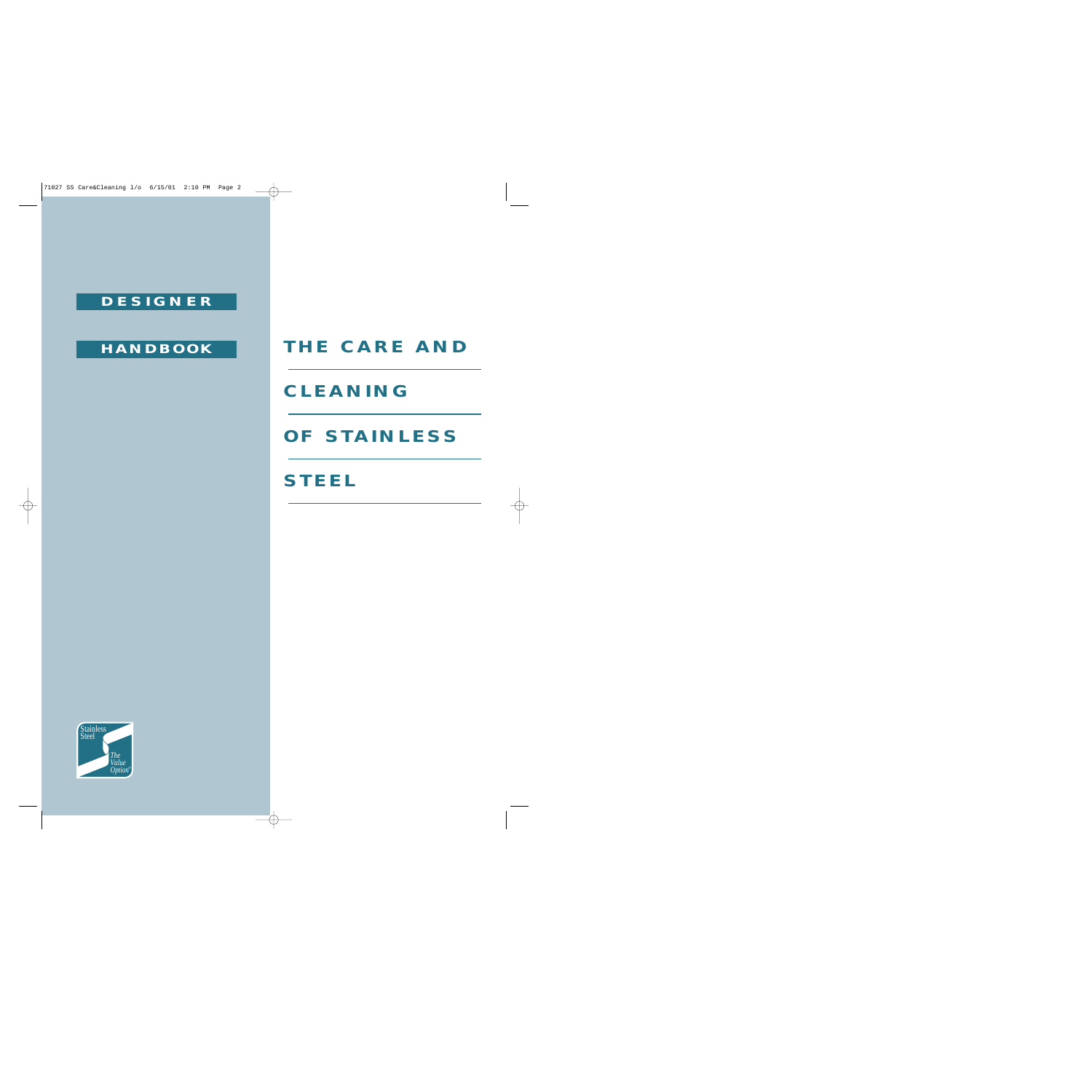**DESIGNER HANDBOOK**

# THE CARE AND CLEANING OF STAINLESS STEEL

Stainless Steel

*The Value Option®*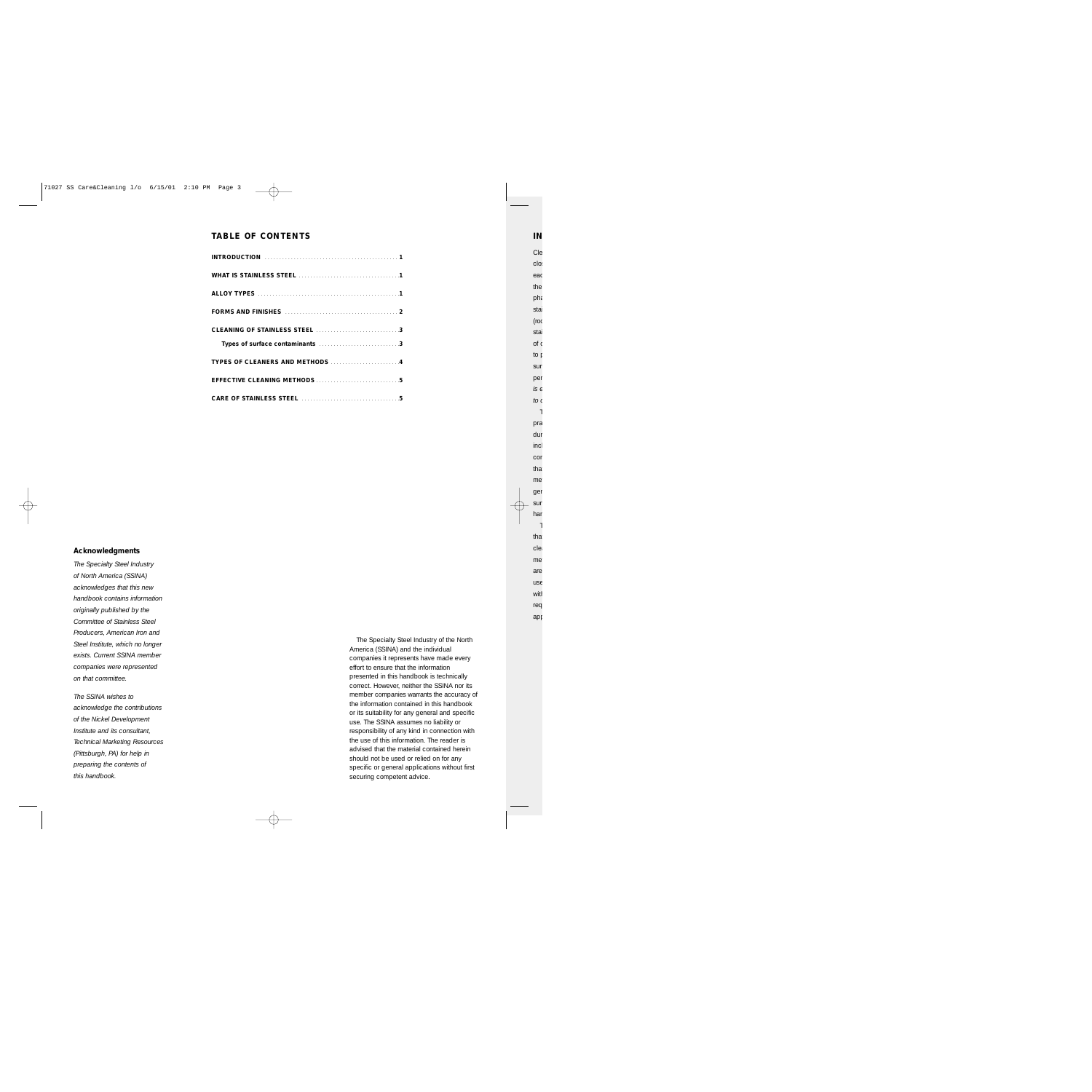## TABLE OF CONTENTS

| | |
|---|---|
| **INTRODUCTION** | **1** |
| **WHAT IS STAINLESS STEEL** | **1** |
| **ALLOY TYPES** | **1** |
| **FORMS AND FINISHES** | **2** |
| **CLEANING OF STAINLESS STEEL** | **3** |
| **Types of surface contaminants** | **3** |
| **TYPES OF CLEANERS AND METHODS** | **4** |
| **EFFECTIVE CLEANING METHODS** | **5** |
| **CARE OF STAINLESS STEEL** | **5** |

### Acknowledgments

*The Specialty Steel Industry of North America (SSINA) acknowledges that this new handbook contains information originally published by the Committee of Stainless Steel Producers, American Iron and Steel Institute, which no longer exists. Current SSINA member companies were represented on that committee.*

*The SSINA wishes to acknowledge the contributions of the Nickel Development Institute and its consultant, Technical Marketing Resources (Pittsburgh, PA) for help in preparing the contents of this handbook.*

The Specialty Steel Industry of the North America (SSINA) and the individual companies it represents have made every effort to ensure that the information presented in this handbook is technically correct. However, neither the SSINA nor its member companies warrants the accuracy of the information contained in this handbook or its suitability for any general and specific use. The SSINA assumes no liability or responsibility of any kind in connection with the use of this information. The reader is advised that the material contained herein should not be used or relied on for any specific or general applications without first securing competent advice.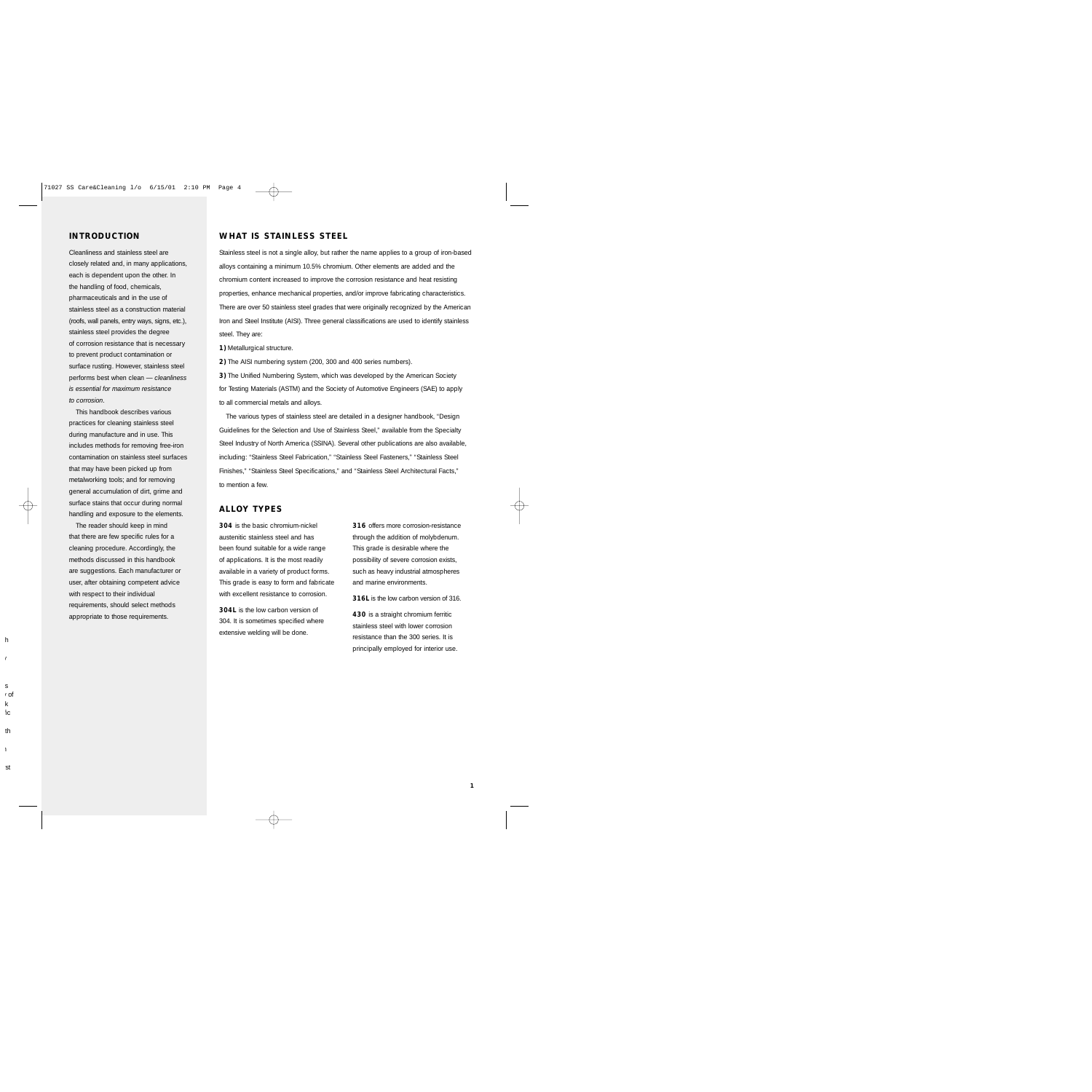## INTRODUCTION

Cleanliness and stainless steel are closely related and, in many applications, each is dependent upon the other. In the handling of food, chemicals, pharmaceuticals and in the use of stainless steel as a construction material (roofs, wall panels, entry ways, signs, etc.), stainless steel provides the degree of corrosion resistance that is necessary to prevent product contamination or surface rusting. However, stainless steel performs best when clean — *cleanliness is essential for maximum resistance to corrosion*.

This handbook describes various practices for cleaning stainless steel during manufacture and in use. This includes methods for removing free-iron contamination on stainless steel surfaces that may have been picked up from metalworking tools; and for removing general accumulation of dirt, grime and surface stains that occur during normal handling and exposure to the elements.

The reader should keep in mind that there are few specific rules for a cleaning procedure. Accordingly, the methods discussed in this handbook are suggestions. Each manufacturer or user, after obtaining competent advice with respect to their individual requirements, should select methods appropriate to those requirements.

## WHAT IS STAINLESS STEEL

Stainless steel is not a single alloy, but rather the name applies to a group of iron-based alloys containing a minimum 10.5% chromium. Other elements are added and the chromium content increased to improve the corrosion resistance and heat resisting properties, enhance mechanical properties, and/or improve fabricating characteristics. There are over 50 stainless steel grades that were originally recognized by the American Iron and Steel Institute (AISI). Three general classifications are used to identify stainless steel. They are:

**1)** Metallurgical structure.

**2)** The AISI numbering system (200, 300 and 400 series numbers).

**3)** The Unified Numbering System, which was developed by the American Society for Testing Materials (ASTM) and the Society of Automotive Engineers (SAE) to apply to all commercial metals and alloys.

The various types of stainless steel are detailed in a designer handbook, "Design Guidelines for the Selection and Use of Stainless Steel," available from the Specialty Steel Industry of North America (SSINA). Several other publications are also available, including: "Stainless Steel Fabrication," "Stainless Steel Fasteners," "Stainless Steel Finishes," "Stainless Steel Specifications," and "Stainless Steel Architectural Facts," to mention a few.

## ALLOY TYPES

**304** is the basic chromium-nickel austenitic stainless steel and has been found suitable for a wide range of applications. It is the most readily available in a variety of product forms. This grade is easy to form and fabricate with excellent resistance to corrosion.

**304L** is the low carbon version of 304. It is sometimes specified where extensive welding will be done.

**316** offers more corrosion-resistance through the addition of molybdenum. This grade is desirable where the possibility of severe corrosion exists, such as heavy industrial atmospheres and marine environments.

**316L** is the low carbon version of 316.

**430** is a straight chromium ferritic stainless steel with lower corrosion resistance than the 300 series. It is principally employed for interior use.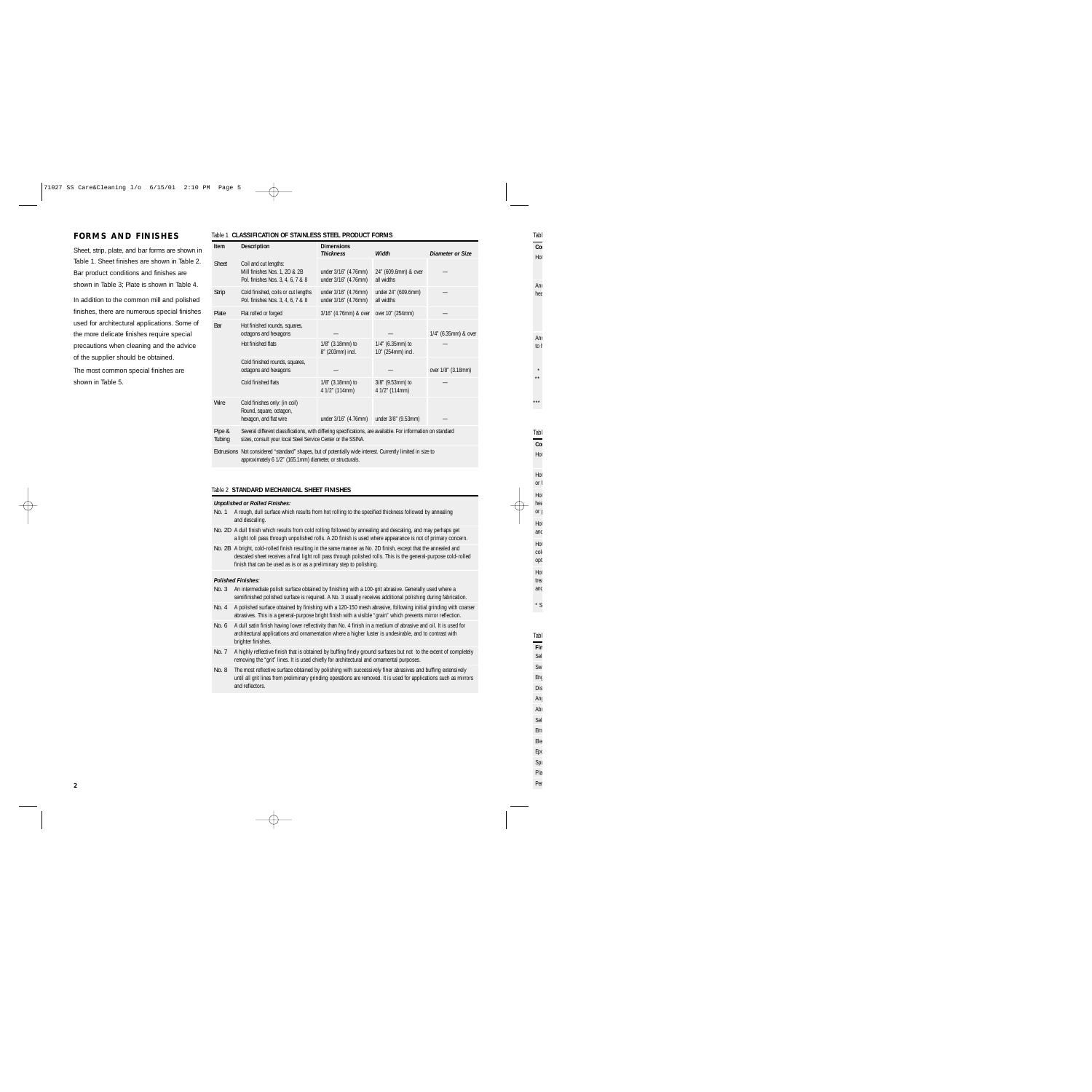## FORMS AND FINISHES

Sheet, strip, plate, and bar forms are shown in Table 1. Sheet finishes are shown in Table 2. Bar product conditions and finishes are shown in Table 3; Plate is shown in Table 4.

In addition to the common mill and polished finishes, there are numerous special finishes used for architectural applications. Some of the more delicate finishes require special precautions when cleaning and the advice of the supplier should be obtained.

The most common special finishes are shown in Table 5.

Table 1 **CLASSIFICATION OF STAINLESS STEEL PRODUCT FORMS**

| Item | Description | Dimensions | | |
|---|---|---|---|---|
| | | *Thickness* | *Width* | *Diameter or Size* |
| Sheet | Coil and cut lengths: Mill finishes Nos. 1, 2D & 2B; Pol. finishes Nos. 3, 4, 6, 7 & 8 | under 3/16" (4.76mm); under 3/16" (4.76mm) | 24" (609.6mm) & over; all widths | — |
| Strip | Cold finished, coils or cut lengths; Pol. finishes Nos. 3, 4, 6, 7 & 8 | under 3/16" (4.76mm); under 3/16" (4.76mm) | under 24" (609.6mm); all widths | — |
| Plate | Flat rolled or forged | 3/16" (4.76mm) & over | over 10" (254mm) | — |
| Bar | Hot finished rounds, squares, octagons and hexagons | — | — | 1/4" (6.35mm) & over |
| | Hot finished flats | 1/8" (3.18mm) to 8" (203mm) incl. | 1/4" (6.35mm) to 10" (254mm) incl. | — |
| | Cold finished rounds, squares, octagons and hexagons | — | — | over 1/8" (3.18mm) |
| | Cold finished flats | 1/8" (3.18mm) to 4 1/2" (114mm) | 3/8" (9.53mm) to 4 1/2" (114mm) | — |
| Wire | Cold finishes only: (in coil) Round, square, octagon, hexagon, and flat wire | under 3/16" (4.76mm) | under 3/8" (9.53mm) | — |
| Pipe & Tubing | Several different classifications, with differing specifications, are available. For information on standard sizes, consult your local Steel Service Center or the SSINA. | | | |
| Extrusions | Not considered "standard" shapes, but of potentially wide interest. Currently limited in size to approximately 6 1/2" (165.1mm) diameter, or structurals. | | | |

Table 2 **STANDARD MECHANICAL SHEET FINISHES**

***Unpolished or Rolled Finishes:***

| | |
|---|---|
| No. 1 | A rough, dull surface which results from hot rolling to the specified thickness followed by annealing and descaling. |
| No. 2D | A dull finish which results from cold rolling followed by annealing and descaling, and may perhaps get a light roll pass through unpolished rolls. A 2D finish is used where appearance is not of primary concern. |
| No. 2B | A bright, cold-rolled finish resulting in the same manner as No. 2D finish, except that the annealed and descaled sheet receives a final light roll pass through polished rolls. This is the general-purpose cold-rolled finish that can be used as is or as a preliminary step to polishing. |

***Polished Finishes:***

| | |
|---|---|
| No. 3 | An intermediate polish surface obtained by finishing with a 100-grit abrasive. Generally used where a semifinished polished surface is required. A No. 3 usually receives additional polishing during fabrication. |
| No. 4 | A polished surface obtained by finishing with a 120-150 mesh abrasive, following initial grinding with coarser abrasives. This is a general-purpose bright finish with a visible "grain" which prevents mirror reflection. |
| No. 6 | A dull satin finish having lower reflectivity than No. 4 finish in a medium of abrasive and oil. It is used for architectural applications and ornamentation where a higher luster is undesirable, and to contrast with brighter finishes. |
| No. 7 | A highly reflective finish that is obtained by buffing finely ground surfaces but not to the extent of completely removing the "grit" lines. It is used chiefly for architectural and ornamental purposes. |
| No. 8 | The most reflective surface obtained by polishing with successively finer abrasives and buffing extensively until all grit lines from preliminary grinding operations are removed. It is used for applications such as mirrors and reflectors. |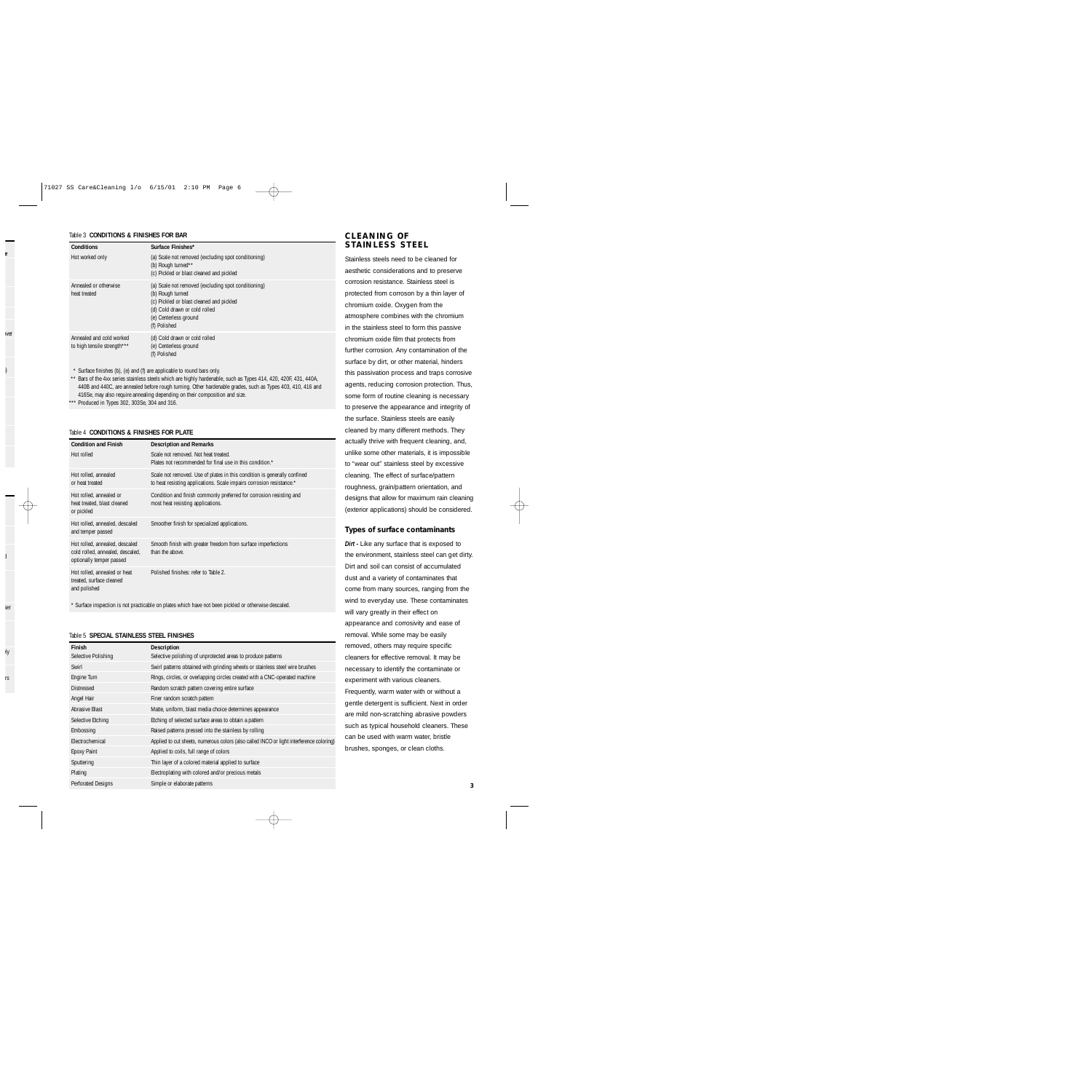Table 3 **CONDITIONS & FINISHES FOR BAR**

| Conditions | Surface Finishes* |
| --- | --- |
| Hot worked only | (a) Scale not removed (excluding spot conditioning)<br>(b) Rough turned**<br>(c) Pickled or blast cleaned and pickled |
| Annealed or otherwise heat treated | (a) Scale not removed (excluding spot conditioning)<br>(b) Rough turned<br>(c) Pickled or blast cleaned and pickled<br>(d) Cold drawn or cold rolled<br>(e) Centerless ground<br>(f) Polished |
| Annealed and cold worked to high tensile strength*** | (d) Cold drawn or cold rolled<br>(e) Centerless ground<br>(f) Polished |

\* Surface finishes (b), (e) and (f) are applicable to round bars only.

** Bars of the 4xx series stainless steels which are highly hardenable, such as Types 414, 420, 420F, 431, 440A, 440B and 440C, are annealed before rough turning. Other hardenable grades, such as Types 403, 410, 416 and 416Se, may also require annealing depending on their composition and size.

*** Produced in Types 302, 303Se, 304 and 316.

Table 4 **CONDITIONS & FINISHES FOR PLATE**

| Condition and Finish | Description and Remarks |
| --- | --- |
| Hot rolled | Scale not removed. Not heat treated. Plates not recommended for final use in this condition.* |
| Hot rolled, annealed or heat treated | Scale not removed. Use of plates in this condition is generally confined to heat resisting applications. Scale impairs corrosion resistance.* |
| Hot rolled, annealed or heat treated, blast cleaned or pickled | Condition and finish commonly preferred for corrosion resisting and most heat resisting applications. |
| Hot rolled, annealed, descaled and temper passed | Smoother finish for specialized applications. |
| Hot rolled, annealed, descaled cold rolled, annealed, descaled, optionally temper passed | Smooth finish with greater freedom from surface imperfections than the above. |
| Hot rolled, annealed or heat treated, surface cleaned and polished | Polished finishes: refer to Table 2. |

\* Surface inspection is not practicable on plates which have not been pickled or otherwise descaled.

Table 5 **SPECIAL STAINLESS STEEL FINISHES**

| Finish | Description |
| --- | --- |
| Selective Polishing | Selective polishing of unprotected areas to produce patterns |
| Swirl | Swirl patterns obtained with grinding wheels or stainless steel wire brushes |
| Engine Turn | Rings, circles, or overlapping circles created with a CNC-operated machine |
| Distressed | Random scratch pattern covering entire surface |
| Angel Hair | Finer random scratch pattern |
| Abrasive Blast | Matte, uniform, blast media choice determines appearance |
| Selective Etching | Etching of selected surface areas to obtain a pattern |
| Embossing | Raised patterns pressed into the stainless by rolling |
| Electrochemical | Applied to cut sheets, numerous colors (also called INCO or light interference coloring) |
| Epoxy Paint | Applied to coils, full range of colors |
| Sputtering | Thin layer of a colored material applied to surface |
| Plating | Electroplating with colored and/or precious metals |
| Perforated Designs | Simple or elaborate patterns |

## CLEANING OF STAINLESS STEEL

Stainless steels need to be cleaned for aesthetic considerations and to preserve corrosion resistance. Stainless steel is protected from corroson by a thin layer of chromium oxide. Oxygen from the atmosphere combines with the chromium in the stainless steel to form this passive chromium oxide film that protects from further corrosion. Any contamination of the surface by dirt, or other material, hinders this passivation process and traps corrosive agents, reducing corrosion protection. Thus, some form of routine cleaning is necessary to preserve the appearance and integrity of the surface. Stainless steels are easily cleaned by many different methods. They actually thrive with frequent cleaning, and, unlike some other materials, it is impossible to "wear out" stainless steel by excessive cleaning. The effect of surface/pattern roughness, grain/pattern orientation, and designs that allow for maximum rain cleaning (exterior applications) should be considered.

### Types of surface contaminants

***Dirt -*** Like any surface that is exposed to the environment, stainless steel can get dirty. Dirt and soil can consist of accumulated dust and a variety of contaminates that come from many sources, ranging from the wind to everyday use. These contaminates will vary greatly in their effect on appearance and corrosivity and ease of removal. While some may be easily removed, others may require specific cleaners for effective removal. It may be necessary to identify the contaminate or experiment with various cleaners. Frequently, warm water with or without a gentle detergent is sufficient. Next in order are mild non-scratching abrasive powders such as typical household cleaners. These can be used with warm water, bristle brushes, sponges, or clean cloths.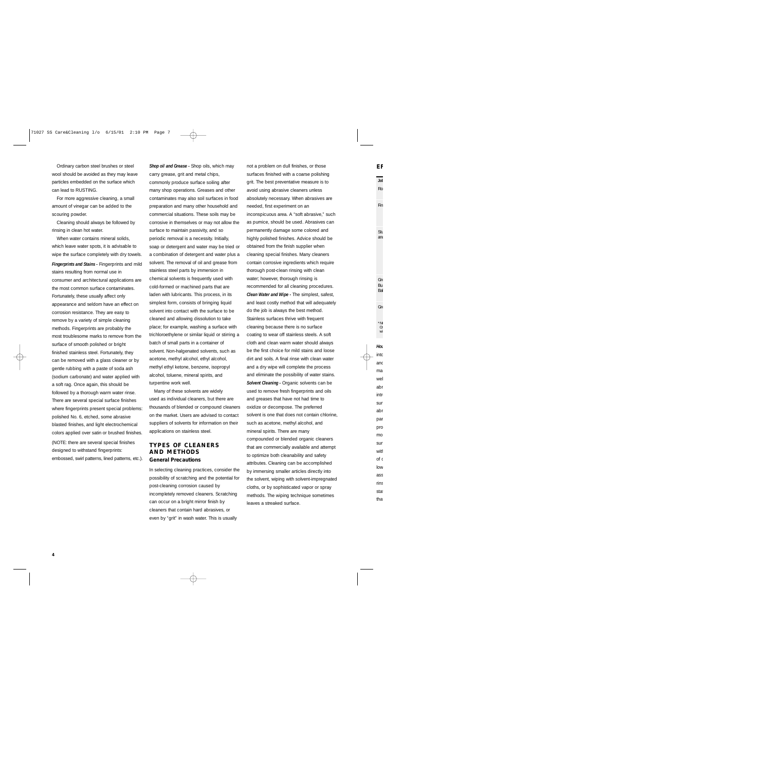Ordinary carbon steel brushes or steel wool should be avoided as they may leave particles embedded on the surface which can lead to RUSTING.

For more aggressive cleaning, a small amount of vinegar can be added to the scouring powder.

Cleaning should always be followed by rinsing in clean hot water.

When water contains mineral solids, which leave water spots, it is advisable to wipe the surface completely with dry towels.

***Fingerprints and Stains -*** Fingerprints and mild stains resulting from normal use in consumer and architectural applications are the most common surface contaminates. Fortunately, these usually affect only appearance and seldom have an effect on corrosion resistance. They are easy to remove by a variety of simple cleaning methods. Fingerprints are probably the most troublesome marks to remove from the surface of smooth polished or bright finished stainless steel. Fortunately, they can be removed with a glass cleaner or by gentle rubbing with a paste of soda ash (sodium carbonate) and water applied with a soft rag. Once again, this should be followed by a thorough warm water rinse. There are several special surface finishes where fingerprints present special problems: polished No. 6, etched, some abrasive blasted finishes, and light electrochemical colors applied over satin or brushed finishes.

(NOTE: there are several special finishes designed to withstand fingerprints: embossed, swirl patterns, lined patterns, etc.).

***Shop oil and Grease -*** Shop oils, which may carry grease, grit and metal chips, commonly produce surface soiling after many shop operations. Greases and other contaminates may also soil surfaces in food preparation and many other household and commercial situations. These soils may be corrosive in themselves or may not allow the surface to maintain passivity, and so periodic removal is a necessity. Initially, soap or detergent and water may be tried or a combination of detergent and water plus a solvent. The removal of oil and grease from stainless steel parts by immersion in chemical solvents is frequently used with cold-formed or machined parts that are laden with lubricants. This process, in its simplest form, consists of bringing liquid solvent into contact with the surface to be cleaned and allowing dissolution to take place; for example, washing a surface with trichloroethylene or similar liquid or stirring a batch of small parts in a container of solvent. Non-halgenated solvents, such as acetone, methyl alcohol, ethyl alcohol, methyl ethyl ketone, benzene, isopropyl alcohol, toluene, mineral spirits, and turpentine work well.

Many of these solvents are widely used as individual cleaners, but there are thousands of blended or compound cleaners on the market. Users are advised to contact suppliers of solvents for information on their applications on stainless steel.

## TYPES OF CLEANERS AND METHODS

### General Precautions

In selecting cleaning practices, consider the possibility of scratching and the potential for post-cleaning corrosion caused by incompletely removed cleaners. Scratching can occur on a bright mirror finish by cleaners that contain hard abrasives, or even by "grit" in wash water. This is usually not a problem on dull finishes, or those surfaces finished with a coarse polishing grit. The best preventative measure is to avoid using abrasive cleaners unless absolutely necessary. When abrasives are needed, first experiment on an inconspicuous area. A "soft abrasive," such as pumice, should be used. Abrasives can permanently damage some colored and highly polished finishes. Advice should be obtained from the finish supplier when cleaning special finishes. Many cleaners contain corrosive ingredients which require thorough post-clean rinsing with clean water; however, thorough rinsing is recommended for all cleaning procedures.

***Clean Water and Wipe -*** The simplest, safest, and least costly method that will adequately do the job is always the best method. Stainless surfaces thrive with frequent cleaning because there is no surface coating to wear off stainless steels. A soft cloth and clean warm water should always be the first choice for mild stains and loose dirt and soils. A final rinse with clean water and a dry wipe will complete the process and eliminate the possibility of water stains.

***Solvent Cleaning -*** Organic solvents can be used to remove fresh fingerprints and oils and greases that have not had time to oxidize or decompose. The preferred solvent is one that does not contain chlorine, such as acetone, methyl alcohol, and mineral spirits. There are many compounded or blended organic cleaners that are commercially available and attempt to optimize both cleanability and safety attributes. Cleaning can be accomplished by immersing smaller articles directly into the solvent, wiping with solvent-impregnated cloths, or by sophisticated vapor or spray methods. The wiping technique sometimes leaves a streaked surface.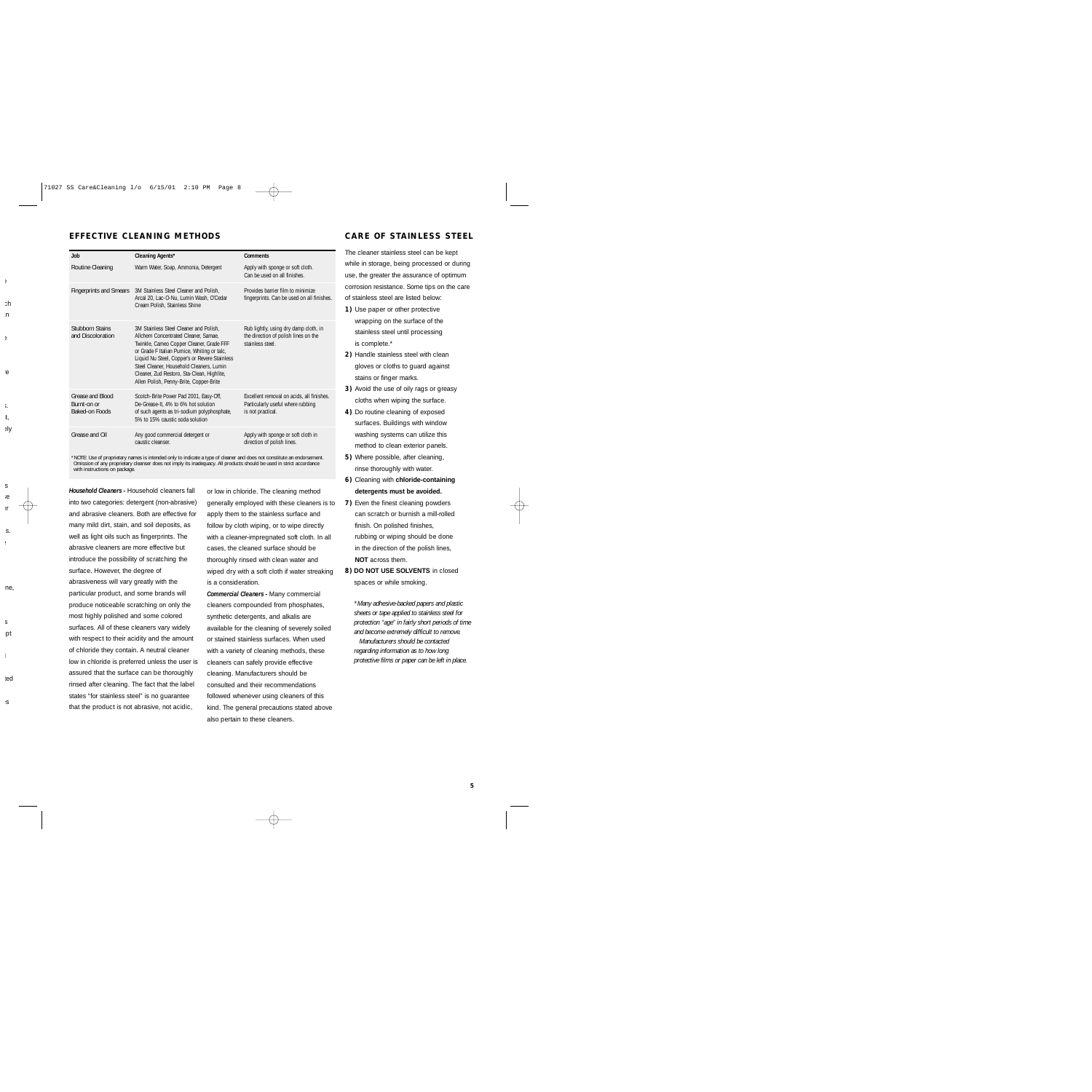## EFFECTIVE CLEANING METHODS

| Job | Cleaning Agents* | Comments |
|---|---|---|
| Routine Cleaning | Warm Water, Soap, Ammonia, Detergent | Apply with sponge or soft cloth. Can be used on all finishes. |
| Fingerprints and Smears | 3M Stainless Steel Cleaner and Polish, Arcal 20, Lac-O-Nu, Lumin Wash, O'Cedar Cream Polish, Stainless Shine | Provides barrier film to minimize fingerprints. Can be used on all finishes. |
| Stubborn Stains and Discoloration | 3M Stainless Steel Cleaner and Polish, Allchem Concentrated Cleaner, Samae, Twinkle, Cameo Copper Cleaner, Grade FFF or Grade F Italian Pumice, Whiting or talc, Liquid Nu Steel, Copper's or Revere Stainless Steel Cleaner, Household Cleaners, Lumin Cleaner, Zud Restoro, Sta-Clean, Highlite, Allen Polish, Penny-Brite, Copper-Brite | Rub lightly, using dry damp cloth, in the direction of polish lines on the stainless steel. |
| Grease and Blood Burnt-on or Baked-on Foods | Scotch-Brite Power Pad 2001, Easy-Off, De-Grease-It, 4% to 6% hot solution of such agents as tri-sodium polyphosphate, 5% to 15% caustic soda solution | Excellent removal on acids, all finishes. Particularly useful where rubbing is not practical. |
| Grease and Oil | Any good commercial detergent or caustic cleanser. | Apply with sponge or soft cloth in direction of polish lines. |

*NOTE: Use of proprietary names is intended only to indicate a type of cleaner and does not constitute an endorsement. Omission of any proprietary cleanser does not imply its inadequacy. All products should be used in strict accordance with instructions on package.

***Household Cleaners -*** Household cleaners fall into two categories: detergent (non-abrasive) and abrasive cleaners. Both are effective for many mild dirt, stain, and soil deposits, as well as light oils such as fingerprints. The abrasive cleaners are more effective but introduce the possibility of scratching the surface. However, the degree of abrasiveness will vary greatly with the particular product, and some brands will produce noticeable scratching on only the most highly polished and some colored surfaces. All of these cleaners vary widely with respect to their acidity and the amount of chloride they contain. A neutral cleaner low in chloride is preferred unless the user is assured that the surface can be thoroughly rinsed after cleaning. The fact that the label states "for stainless steel" is no guarantee that the product is not abrasive, not acidic, or low in chloride. The cleaning method generally employed with these cleaners is to apply them to the stainless surface and follow by cloth wiping, or to wipe directly with a cleaner-impregnated soft cloth. In all cases, the cleaned surface should be thoroughly rinsed with clean water and wiped dry with a soft cloth if water streaking is a consideration.

***Commercial Cleaners -*** Many commercial cleaners compounded from phosphates, synthetic detergents, and alkalis are available for the cleaning of severely soiled or stained stainless surfaces. When used with a variety of cleaning methods, these cleaners can safely provide effective cleaning. Manufacturers should be consulted and their recommendations followed whenever using cleaners of this kind. The general precautions stated above also pertain to these cleaners.

## CARE OF STAINLESS STEEL

The cleaner stainless steel can be kept while in storage, being processed or during use, the greater the assurance of optimum corrosion resistance. Some tips on the care of stainless steel are listed below:

**1)** Use paper or other protective wrapping on the surface of the stainless steel until processing is complete.*

**2)** Handle stainless steel with clean gloves or cloths to guard against stains or finger marks.

**3)** Avoid the use of oily rags or greasy cloths when wiping the surface.

**4)** Do routine cleaning of exposed surfaces. Buildings with window washing systems can utilize this method to clean exterior panels.

**5)** Where possible, after cleaning, rinse thoroughly with water.

**6)** Cleaning with **chloride-containing detergents must be avoided.**

**7)** Even the finest cleaning powders can scratch or burnish a mill-rolled finish. On polished finishes, rubbing or wiping should be done in the direction of the polish lines, **NOT** across them.

**8) DO NOT USE SOLVENTS** in closed spaces or while smoking.

*\*Many adhesive-backed papers and plastic sheets or tape applied to stainless steel for protection "age" in fairly short periods of time and become extremely difficult to remove. Manufacturers should be contacted regarding information as to how long protective films or paper can be left in place.*